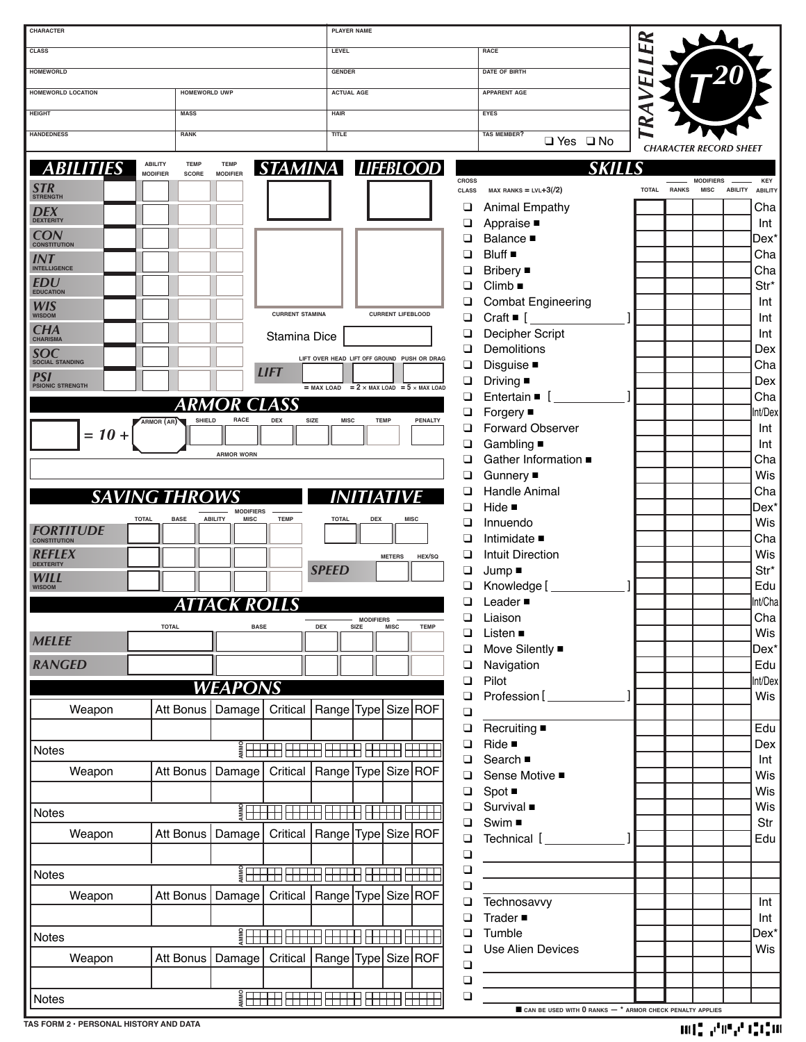# TRAVELLER T20 — CHARACTER RECORD SHEET

| CHARACTER | | PLAYER NAME | |
|---|---|---|---|
| CLASS | | LEVEL | RACE |
| HOMEWORLD | | GENDER | DATE OF BIRTH |
| HOMEWORLD LOCATION | HOMEWORLD UWP | ACTUAL AGE | APPARENT AGE |
| HEIGHT | MASS | HAIR | EYES |
| HANDEDNESS | RANK | TITLE | TAS MEMBER? ❑ Yes ❑ No |

## ABILITIES

| | | ABILITY MODIFIER | TEMP SCORE | TEMP MODIFIER |
|---|---|---|---|---|
| STR STRENGTH | | | | |
| DEX DEXTERITY | | | | |
| CON CONSTITUTION | | | | |
| INT INTELLIGENCE | | | | |
| EDU EDUCATION | | | | |
| WIS WISDOM | | | | |
| CHA CHARISMA | | | | |
| SOC SOCIAL STANDING | | | | |
| PSI PSIONIC STRENGTH | | | | |

## STAMINA / LIFEBLOOD

CURRENT STAMINA | CURRENT LIFEBLOOD

Stamina Dice

| LIFT | LIFT OVER HEAD | LIFT OFF GROUND | PUSH OR DRAG |
|---|---|---|---|
| | = MAX LOAD | = 2 × MAX LOAD | = 5 × MAX LOAD |

## ARMOR CLASS

| | | ARMOR (AR) | SHIELD | RACE | DEX | SIZE | MISC | TEMP | PENALTY |
|---|---|---|---|---|---|---|---|---|---|
| | = 10 + | | | | | | | | |

ARMOR WORN

## SAVING THROWS

| | TOTAL | BASE | ABILITY | MISC | TEMP |
|---|---|---|---|---|---|
| FORTITUDE CONSTITUTION | | | | | |
| REFLEX DEXTERITY | | | | | |
| WILL WISDOM | | | | | |

## INITIATIVE

| TOTAL | DEX | MISC |
|---|---|---|
| | | |

| SPEED | METERS | HEX/SQ |
|---|---|---|
| | | |

## ATTACK ROLLS

| | TOTAL | BASE | DEX | SIZE | MISC | TEMP |
|---|---|---|---|---|---|---|
| MELEE | | | | | | |
| RANGED | | | | | | |

## WEAPONS

| Weapon | Att Bonus | Damage | Critical | Range | Type | Size | ROF |
|---|---|---|---|---|---|---|---|
| | | | | | | | |
| Notes | AMMO | | | | | | |
| Weapon | Att Bonus | Damage | Critical | Range | Type | Size | ROF |
| | | | | | | | |
| Notes | AMMO | | | | | | |
| Weapon | Att Bonus | Damage | Critical | Range | Type | Size | ROF |
| | | | | | | | |
| Notes | AMMO | | | | | | |
| Weapon | Att Bonus | Damage | Critical | Range | Type | Size | ROF |
| | | | | | | | |
| Notes | AMMO | | | | | | |
| Weapon | Att Bonus | Damage | Critical | Range | Type | Size | ROF |
| | | | | | | | |
| Notes | AMMO | | | | | | |

## SKILLS

CROSS CLASS — MAX RANKS = LVL+3(/2)

| Skill | TOTAL | RANKS | MISC | ABILITY | KEY ABILITY |
|---|---|---|---|---|---|
| ❑ Animal Empathy | | | | | Cha |
| ❑ Appraise ■ | | | | | Int |
| ❑ Balance ■ | | | | | Dex* |
| ❑ Bluff ■ | | | | | Cha |
| ❑ Bribery ■ | | | | | Cha |
| ❑ Climb ■ | | | | | Str* |
| ❑ Combat Engineering | | | | | Int |
| ❑ Craft ■ [ ] | | | | | Int |
| ❑ Decipher Script | | | | | Int |
| ❑ Demolitions | | | | | Dex |
| ❑ Disguise ■ | | | | | Cha |
| ❑ Driving ■ | | | | | Dex |
| ❑ Entertain ■ [ ] | | | | | Cha |
| ❑ Forgery ■ | | | | | Int/Dex |
| ❑ Forward Observer | | | | | Int |
| ❑ Gambling ■ | | | | | Int |
| ❑ Gather Information ■ | | | | | Cha |
| ❑ Gunnery ■ | | | | | Wis |
| ❑ Handle Animal | | | | | Cha |
| ❑ Hide ■ | | | | | Dex* |
| ❑ Innuendo | | | | | Wis |
| ❑ Intimidate ■ | | | | | Cha |
| ❑ Intuit Direction | | | | | Wis |
| ❑ Jump ■ | | | | | Str* |
| ❑ Knowledge [ ] | | | | | Edu |
| ❑ Leader ■ | | | | | Int/Cha |
| ❑ Liaison | | | | | Cha |
| ❑ Listen ■ | | | | | Wis |
| ❑ Move Silently ■ | | | | | Dex* |
| ❑ Navigation | | | | | Edu |
| ❑ Pilot | | | | | Int/Dex |
| ❑ Profession [ ] | | | | | Wis |
| ❑ | | | | | |
| ❑ Recruiting ■ | | | | | Edu |
| ❑ Ride ■ | | | | | Dex |
| ❑ Search ■ | | | | | Int |
| ❑ Sense Motive ■ | | | | | Wis |
| ❑ Spot ■ | | | | | Wis |
| ❑ Survival ■ | | | | | Wis |
| ❑ Swim ■ | | | | | Str |
| ❑ Technical [ ] | | | | | Edu |
| ❑ | | | | | |
| ❑ | | | | | |
| ❑ | | | | | |
| ❑ Technosavvy | | | | | Int |
| ❑ Trader ■ | | | | | Int |
| ❑ Tumble | | | | | Dex* |
| ❑ Use Alien Devices | | | | | Wis |
| ❑ | | | | | |
| ❑ | | | | | |
| ❑ | | | | | |

■ CAN BE USED WITH 0 RANKS — * ARMOR CHECK PENALTY APPLIES

TAS FORM 2 · PERSONAL HISTORY AND DATA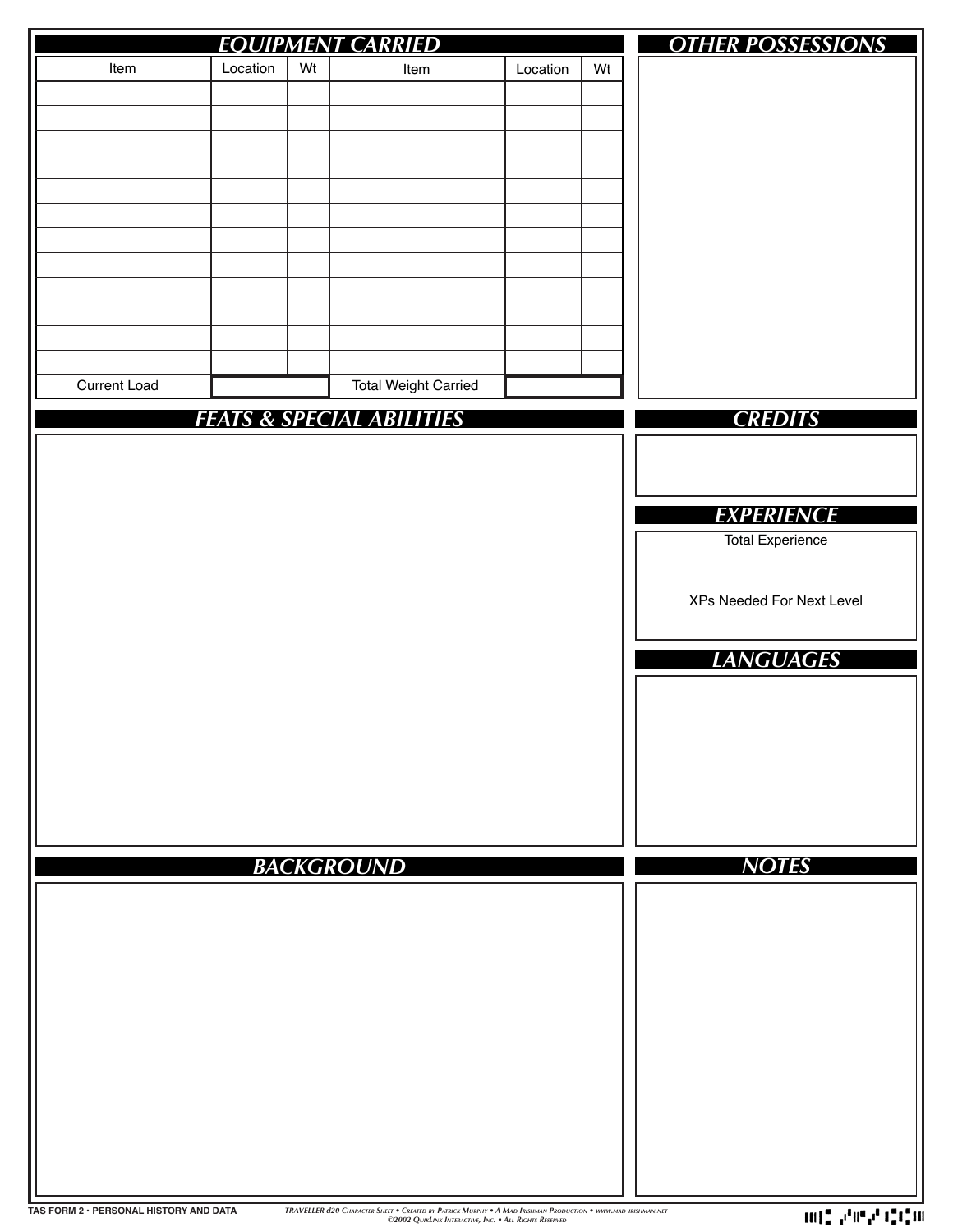## EQUIPMENT CARRIED

| Item | Location | Wt | Item | Location | Wt |
|---|---|---|---|---|---|
| | | | | | |
| | | | | | |
| | | | | | |
| | | | | | |
| | | | | | |
| | | | | | |
| | | | | | |
| | | | | | |
| | | | | | |
| | | | | | |
| | | | | | |
| | | | | | |
| Current Load | | | Total Weight Carried | | |

## OTHER POSSESSIONS

## FEATS & SPECIAL ABILITIES

## CREDITS

## EXPERIENCE

Total Experience

XPs Needed For Next Level

## LANGUAGES

## BACKGROUND

## NOTES

TAS FORM 2 · PERSONAL HISTORY AND DATA

*TRAVELLER d20 CHARACTER SHEET • CREATED BY PATRICK MURPHY • A MAD IRISHMAN PRODUCTION • WWW.MAD-IRISHMAN.NET*
*©2002 QUIKLINK INTERACTIVE, INC. • ALL RIGHTS RESERVED*